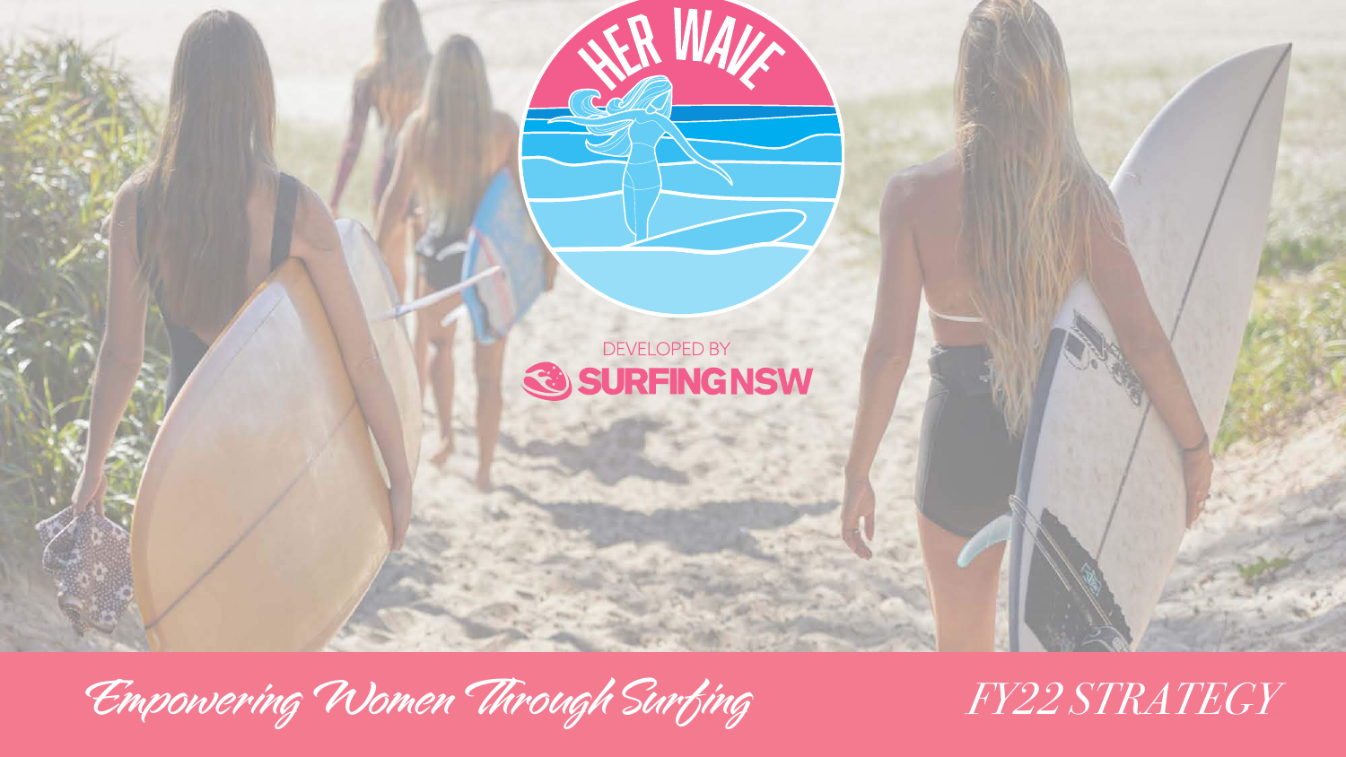# HER WAVE

DEVELOPED BY SURFING NSW

*Empowering Women Through Surfing*

*FY22 STRATEGY*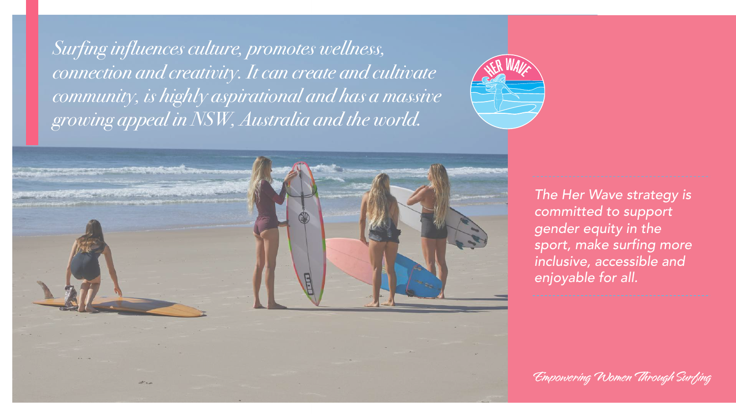*Surfing influences culture, promotes wellness, connection and creativity. It can create and cultivate community, is highly aspirational and has a massive growing appeal in NSW, Australia and the world.*

*The Her Wave strategy is committed to support gender equity in the sport, make surfing more inclusive, accessible and enjoyable for all.*

*Empowering Women Through Surfing*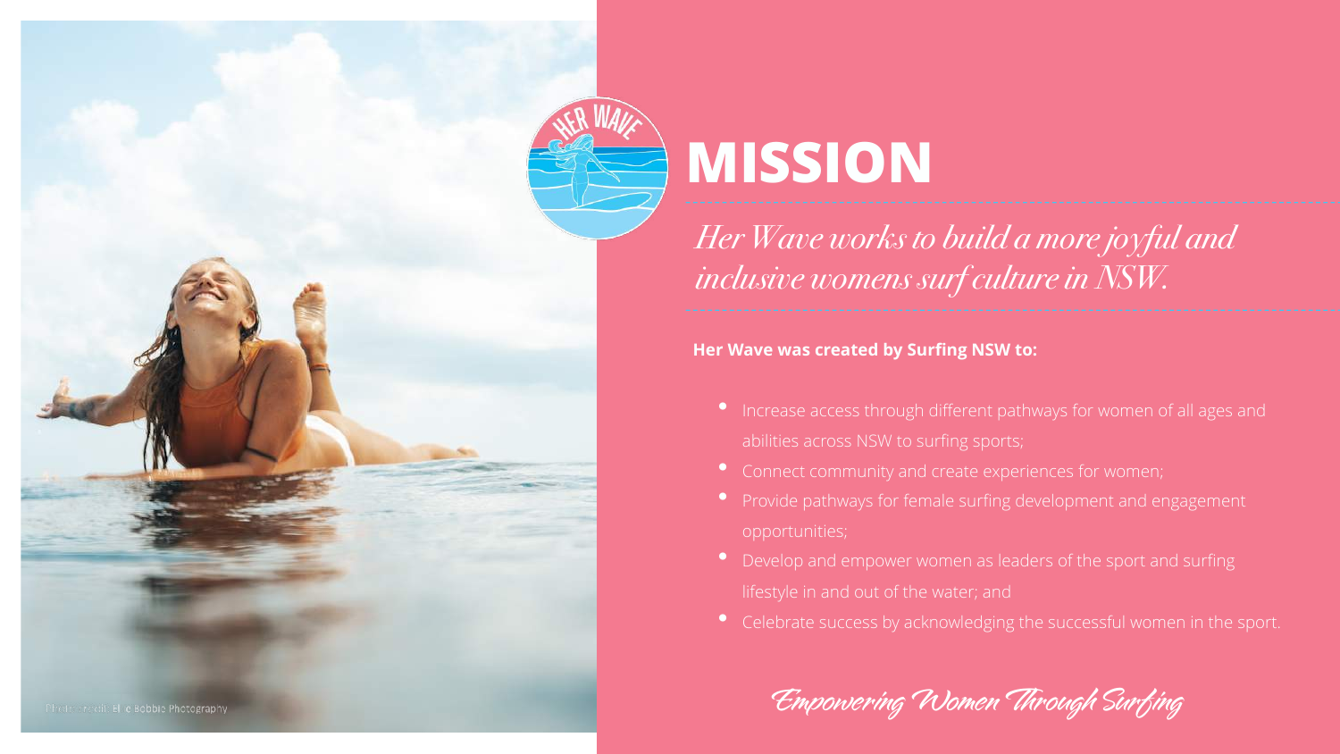# MISSION

*Her Wave works to build a more joyful and inclusive womens surf culture in NSW.*

**Her Wave was created by Surfing NSW to:**

- Increase access through different pathways for women of all ages and abilities across NSW to surfing sports;
- Connect community and create experiences for women;
- Provide pathways for female surfing development and engagement opportunities;
- Develop and empower women as leaders of the sport and surfing lifestyle in and out of the water; and
- Celebrate success by acknowledging the successful women in the sport.

*Empowering Women Through Surfing*

Photo credit: Elle Bobbie Photography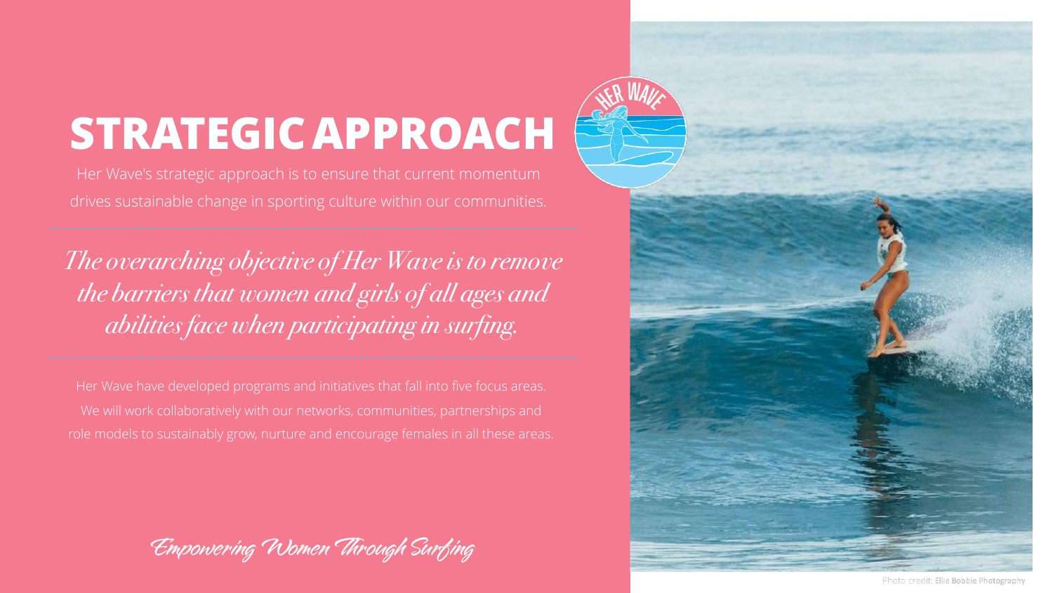# STRATEGIC APPROACH

Her Wave's strategic approach is to ensure that current momentum drives sustainable change in sporting culture within our communities.

---

*The overarching objective of Her Wave is to remove the barriers that women and girls of all ages and abilities face when participating in surfing.*

---

Her Wave have developed programs and initiatives that fall into five focus areas. We will work collaboratively with our networks, communities, partnerships and role models to sustainably grow, nurture and encourage females in all these areas.

*Empowering Women Through Surfing*

Photo credit: Ellie Bobbie Photography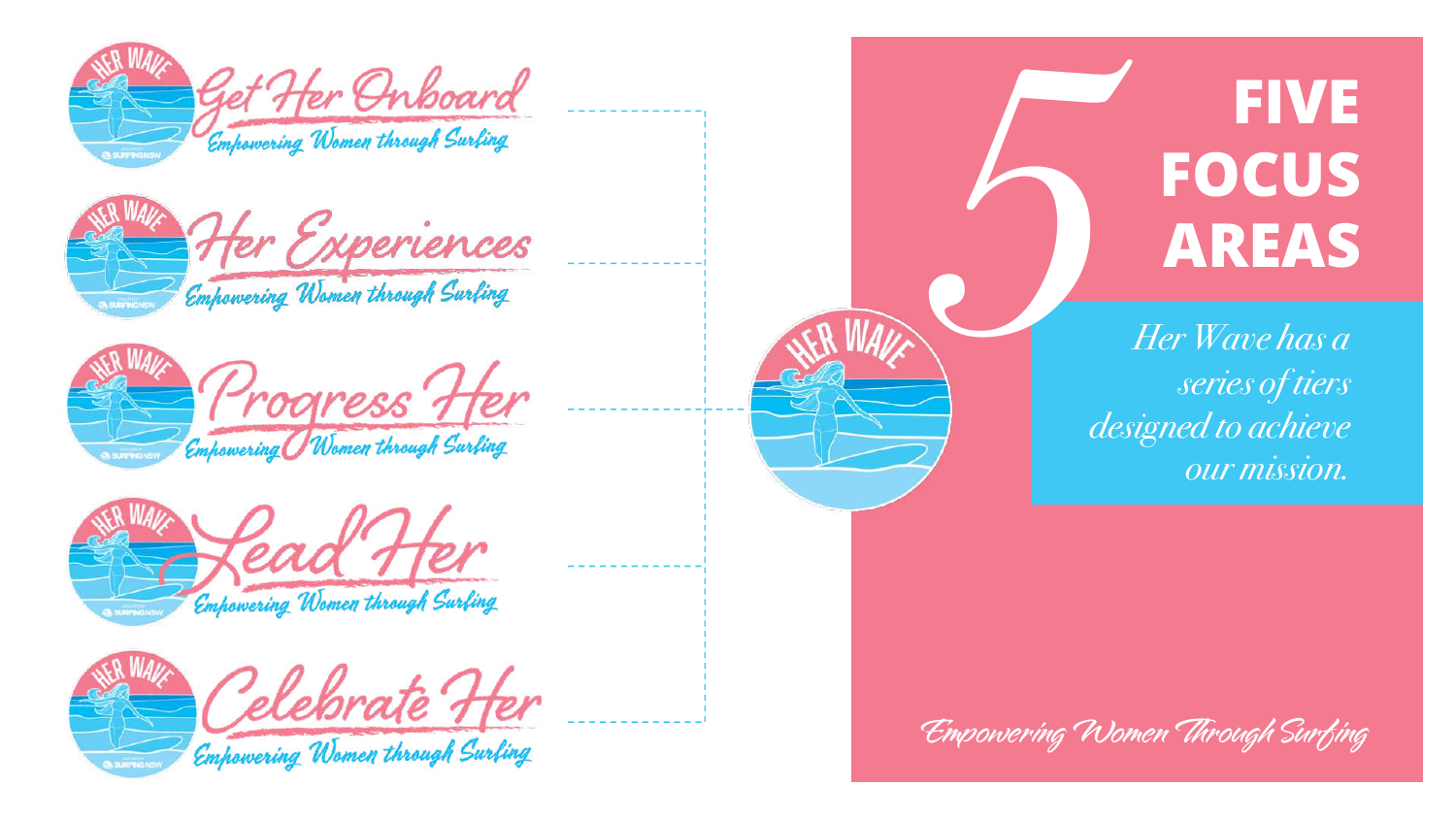# 5 FIVE FOCUS AREAS

*Her Wave has a series of tiers designed to achieve our mission.*

- Get Her Onboard — *Empowering Women through Surfing*
- Her Experiences — *Empowering Women through Surfing*
- Progress Her — *Empowering Women through Surfing*
- Lead Her — *Empowering Women through Surfing*
- Celebrate Her — *Empowering Women through Surfing*

*Empowering Women Through Surfing*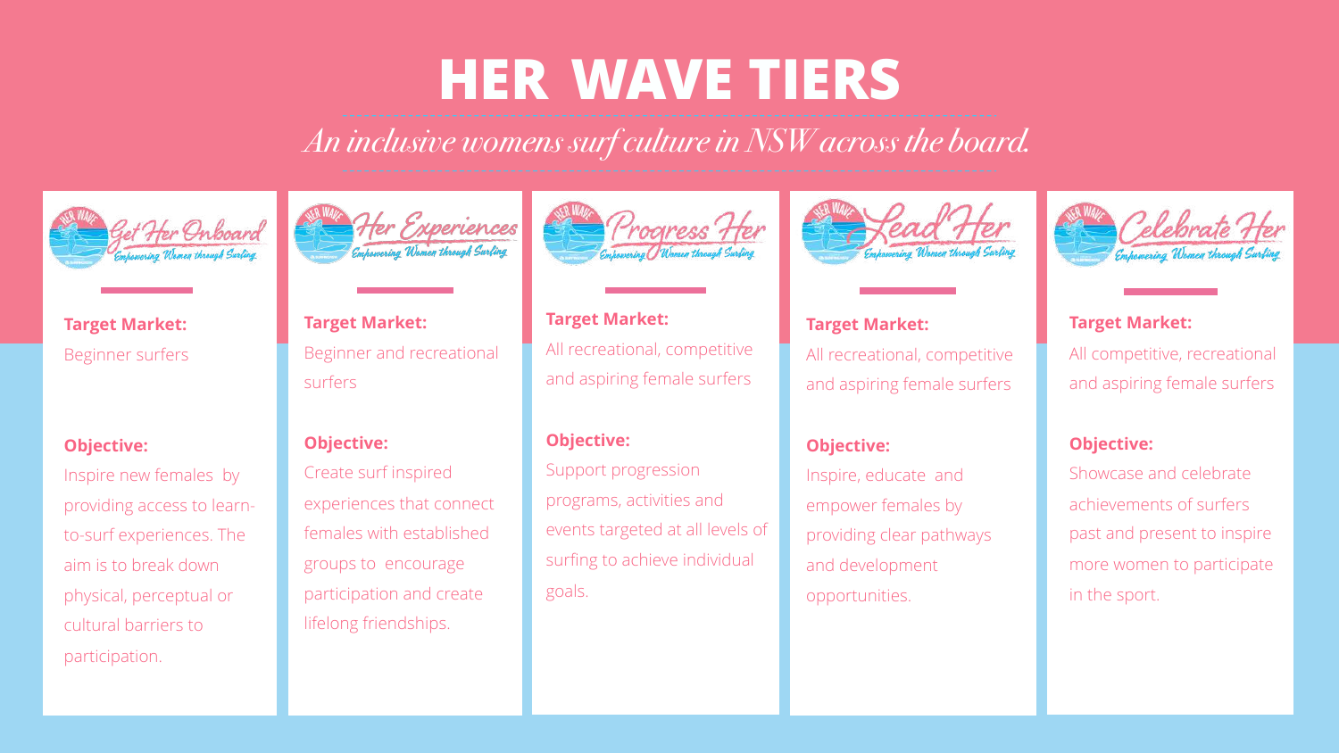# HER WAVE TIERS

*An inclusive womens surf culture in NSW across the board.*

## Get Her Onboard
*Empowering Women through Surfing*

**Target Market:**
Beginner surfers

**Objective:**
Inspire new females by providing access to learn-to-surf experiences. The aim is to break down physical, perceptual or cultural barriers to participation.

## Her Experiences
*Empowering Women through Surfing*

**Target Market:**
Beginner and recreational surfers

**Objective:**
Create surf inspired experiences that connect females with established groups to encourage participation and create lifelong friendships.

## Progress Her
*Empowering Women through Surfing*

**Target Market:**
All recreational, competitive and aspiring female surfers

**Objective:**
Support progression programs, activities and events targeted at all levels of surfing to achieve individual goals.

## Lead Her
*Empowering Women through Surfing*

**Target Market:**
All recreational, competitive and aspiring female surfers

**Objective:**
Inspire, educate and empower females by providing clear pathways and development opportunities.

## Celebrate Her
*Empowering Women through Surfing*

**Target Market:**
All competitive, recreational and aspiring female surfers

**Objective:**
Showcase and celebrate achievements of surfers past and present to inspire more women to participate in the sport.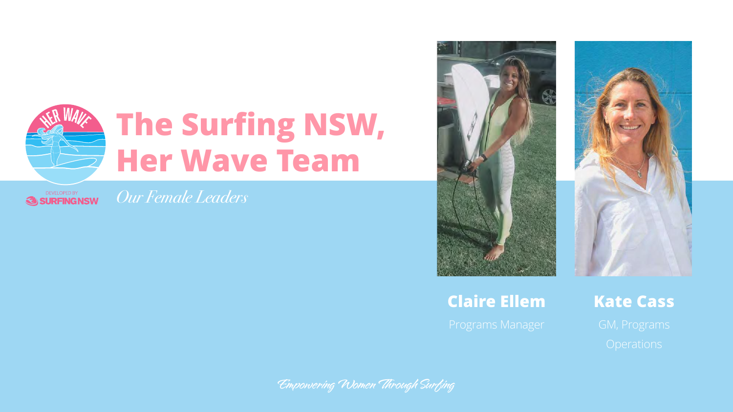# The Surfing NSW, Her Wave Team

*Our Female Leaders*

**Claire Ellem**
Programs Manager

**Kate Cass**
GM, Programs Operations

*Empowering Women Through Surfing*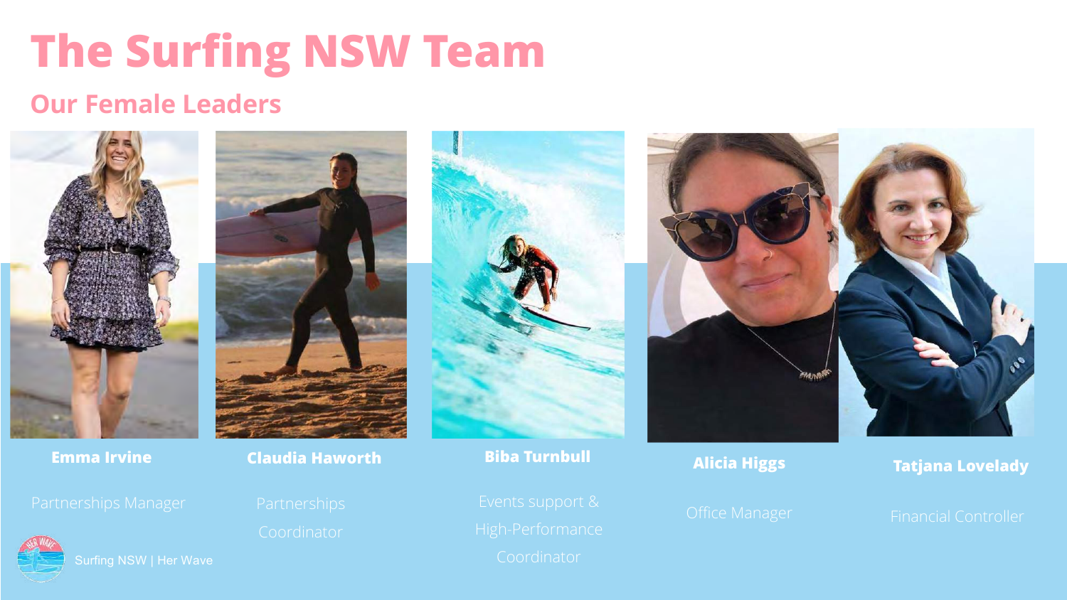# The Surfing NSW Team

## Our Female Leaders

**Emma Irvine**

Partnerships Manager

**Claudia Haworth**

Partnerships Coordinator

**Biba Turnbull**

Events support & High-Performance Coordinator

**Alicia Higgs**

Office Manager

**Tatjana Lovelady**

Financial Controller

Surfing NSW | Her Wave